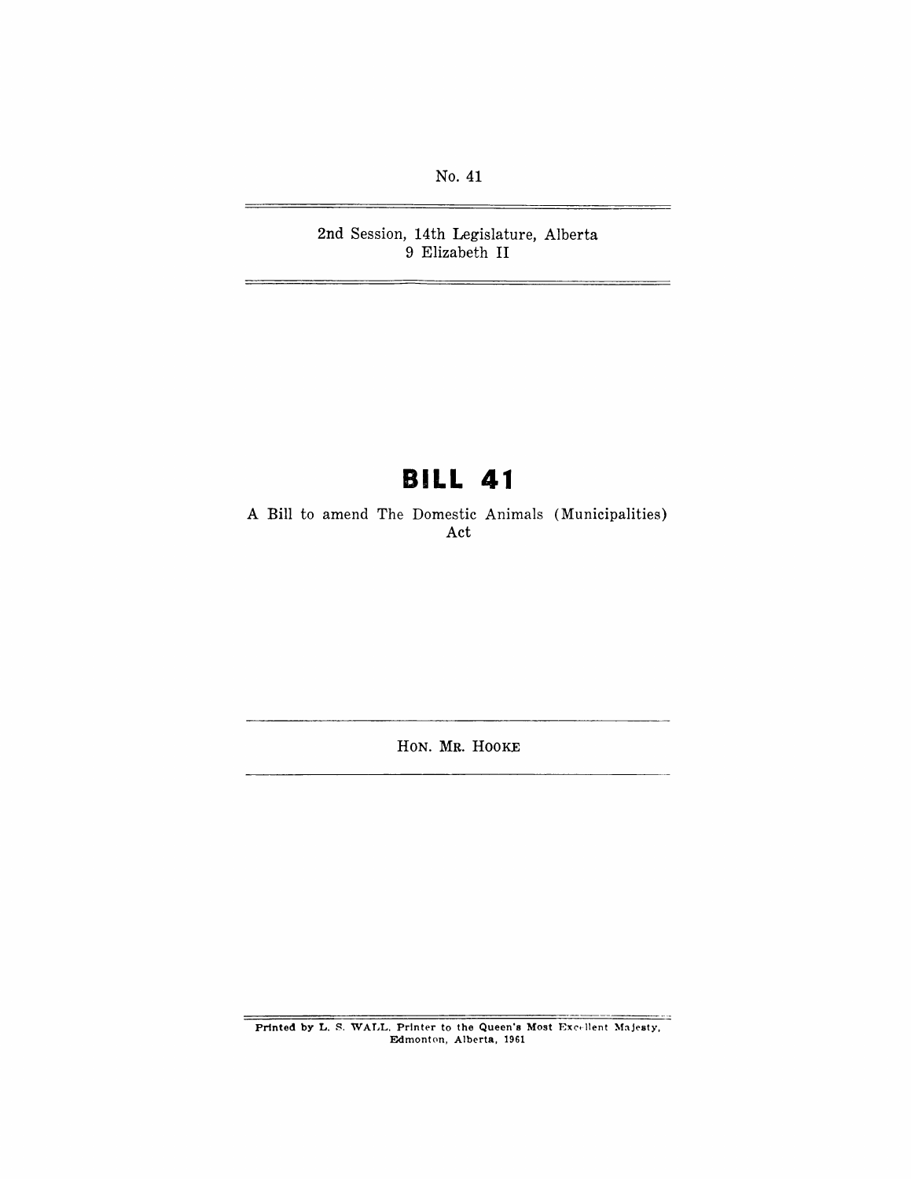No. 41

2nd Session, 14th Legislature, Alberta
9 Elizabeth II

# BILL 41

A Bill to amend The Domestic Animals (Municipalities) Act

HON. MR. HOOKE

Printed by L. S. WALL, Printer to the Queen's Most Excellent Majesty, Edmonton, Alberta, 1961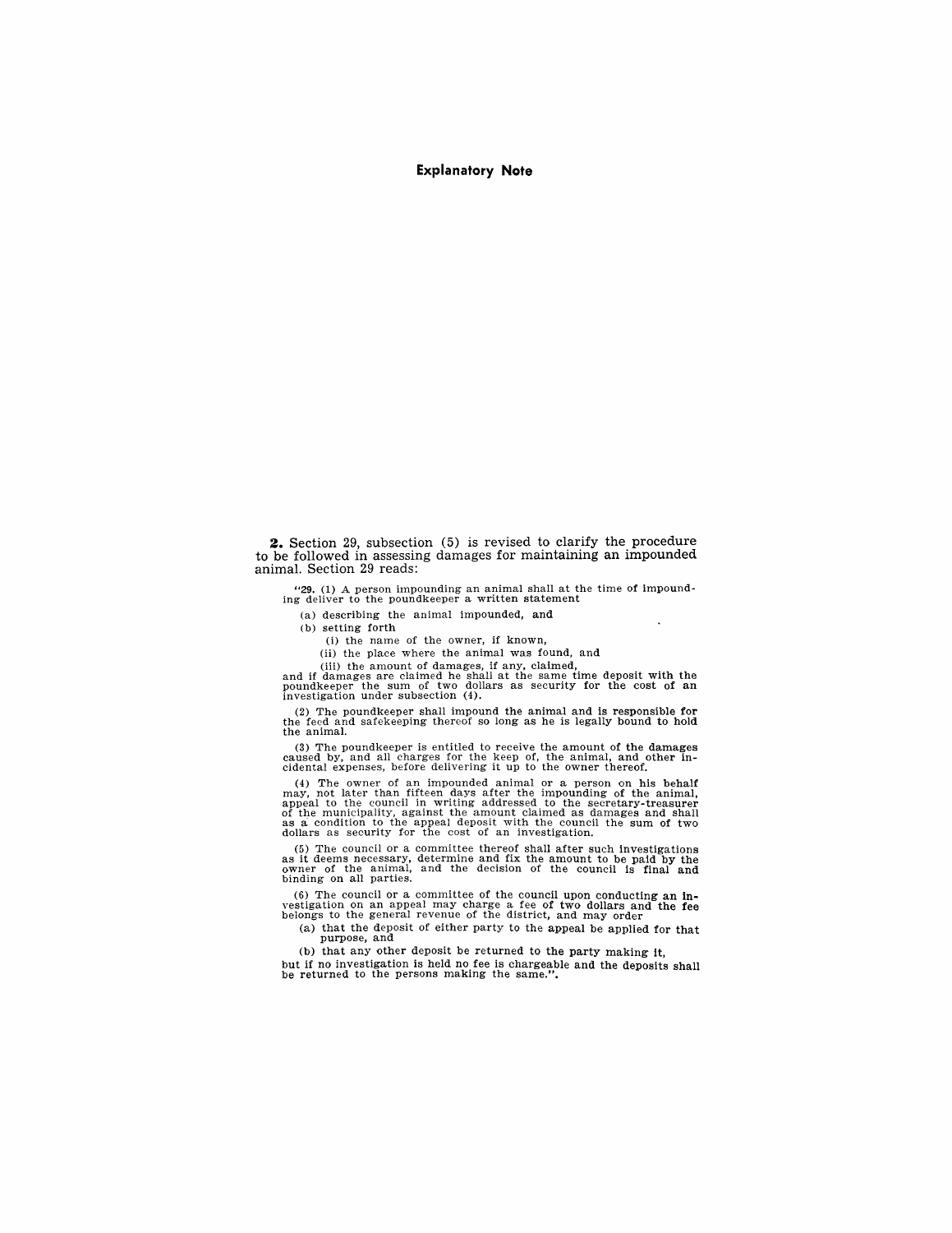## Explanatory Note

**2.** Section 29, subsection (5) is revised to clarify the procedure to be followed in assessing damages for maintaining an impounded animal. Section 29 reads:

"**29.** (1) A person impounding an animal shall at the time of impounding deliver to the poundkeeper a written statement

(a) describing the animal impounded, and

(b) setting forth

(i) the name of the owner, if known,

(ii) the place where the animal was found, and

(iii) the amount of damages, if any, claimed,

and if damages are claimed he shall at the same time deposit with the poundkeeper the sum of two dollars as security for the cost of an investigation under subsection (4).

(2) The poundkeeper shall impound the animal and is responsible for the feed and safekeeping thereof so long as he is legally bound to hold the animal.

(3) The poundkeeper is entitled to receive the amount of the damages caused by, and all charges for the keep of, the animal, and other incidental expenses, before delivering it up to the owner thereof.

(4) The owner of an impounded animal or a person on his behalf may, not later than fifteen days after the impounding of the animal, appeal to the council in writing addressed to the secretary-treasurer of the municipality, against the amount claimed as damages and shall as a condition to the appeal deposit with the council the sum of two dollars as security for the cost of an investigation.

(5) The council or a committee thereof shall after such investigations as it deems necessary, determine and fix the amount to be paid by the owner of the animal, and the decision of the council is final and binding on all parties.

(6) The council or a committee of the council upon conducting an investigation on an appeal may charge a fee of two dollars and the fee belongs to the general revenue of the district, and may order

(a) that the deposit of either party to the appeal be applied for that purpose, and

(b) that any other deposit be returned to the party making it,

but if no investigation is held no fee is chargeable and the deposits shall be returned to the persons making the same.".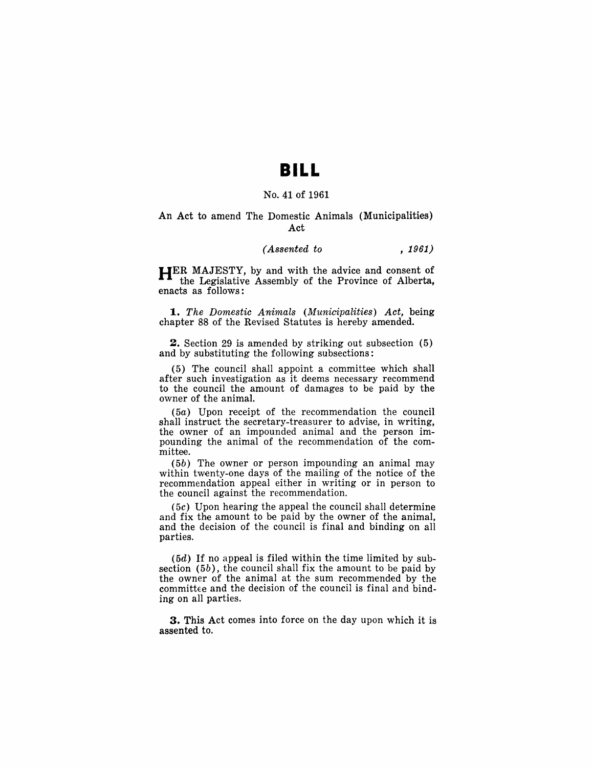# BILL

No. 41 of 1961

An Act to amend The Domestic Animals (Municipalities) Act

*(Assented to , 1961)*

HER MAJESTY, by and with the advice and consent of the Legislative Assembly of the Province of Alberta, enacts as follows:

**1.** *The Domestic Animals (Municipalities) Act,* being chapter 88 of the Revised Statutes is hereby amended.

**2.** Section 29 is amended by striking out subsection (5) and by substituting the following subsections:

(5) The council shall appoint a committee which shall after such investigation as it deems necessary recommend to the council the amount of damages to be paid by the owner of the animal.

(5*a*) Upon receipt of the recommendation the council shall instruct the secretary-treasurer to advise, in writing, the owner of an impounded animal and the person impounding the animal of the recommendation of the committee.

(5*b*) The owner or person impounding an animal may within twenty-one days of the mailing of the notice of the recommendation appeal either in writing or in person to the council against the recommendation.

(5*c*) Upon hearing the appeal the council shall determine and fix the amount to be paid by the owner of the animal, and the decision of the council is final and binding on all parties.

(5*d*) If no appeal is filed within the time limited by subsection (5*b*), the council shall fix the amount to be paid by the owner of the animal at the sum recommended by the committee and the decision of the council is final and binding on all parties.

**3.** This Act comes into force on the day upon which it is assented to.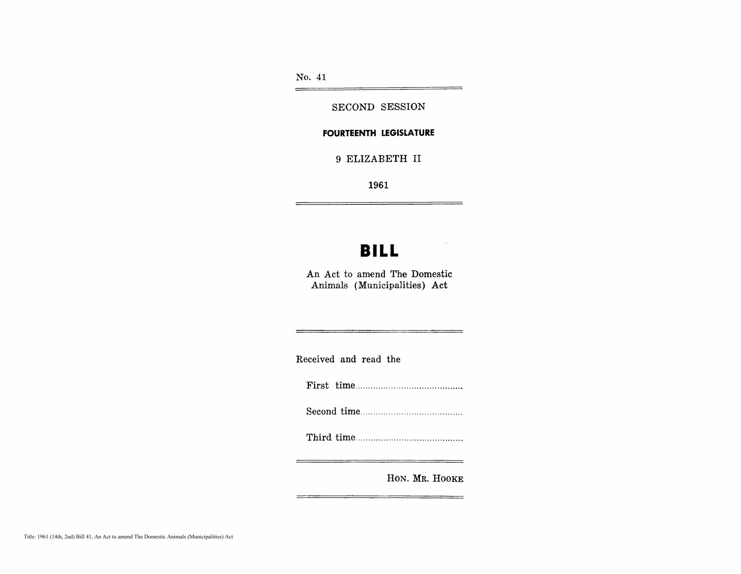No. 41

SECOND SESSION

**FOURTEENTH LEGISLATURE**

9 ELIZABETH II

**1961**

# BILL

An Act to amend The Domestic Animals (Municipalities) Act

Received and read the

First time..........................................

Second time........................................

Third time..........................................

HON. MR. HOOKE

Title: 1961 (14th, 2nd) Bill 41, An Act to amend The Domestic Animals (Municipalities) Act